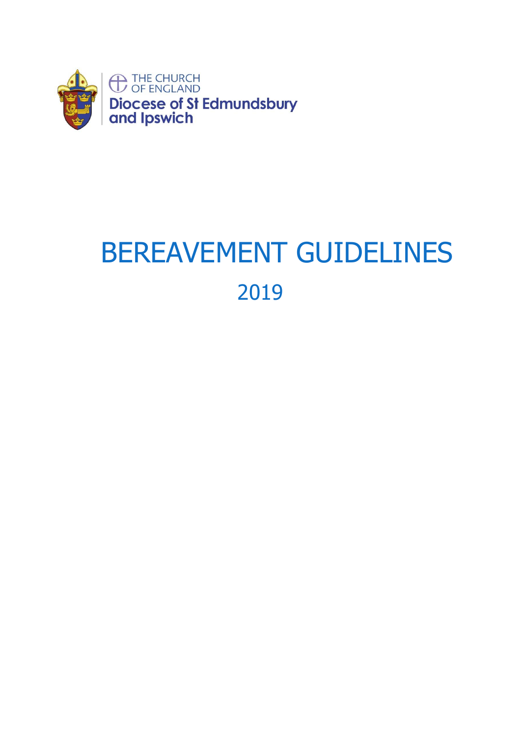THE CHURCH OF ENGLAND

**Diocese of St Edmundsbury and Ipswich**

# BEREAVEMENT GUIDELINES

## 2019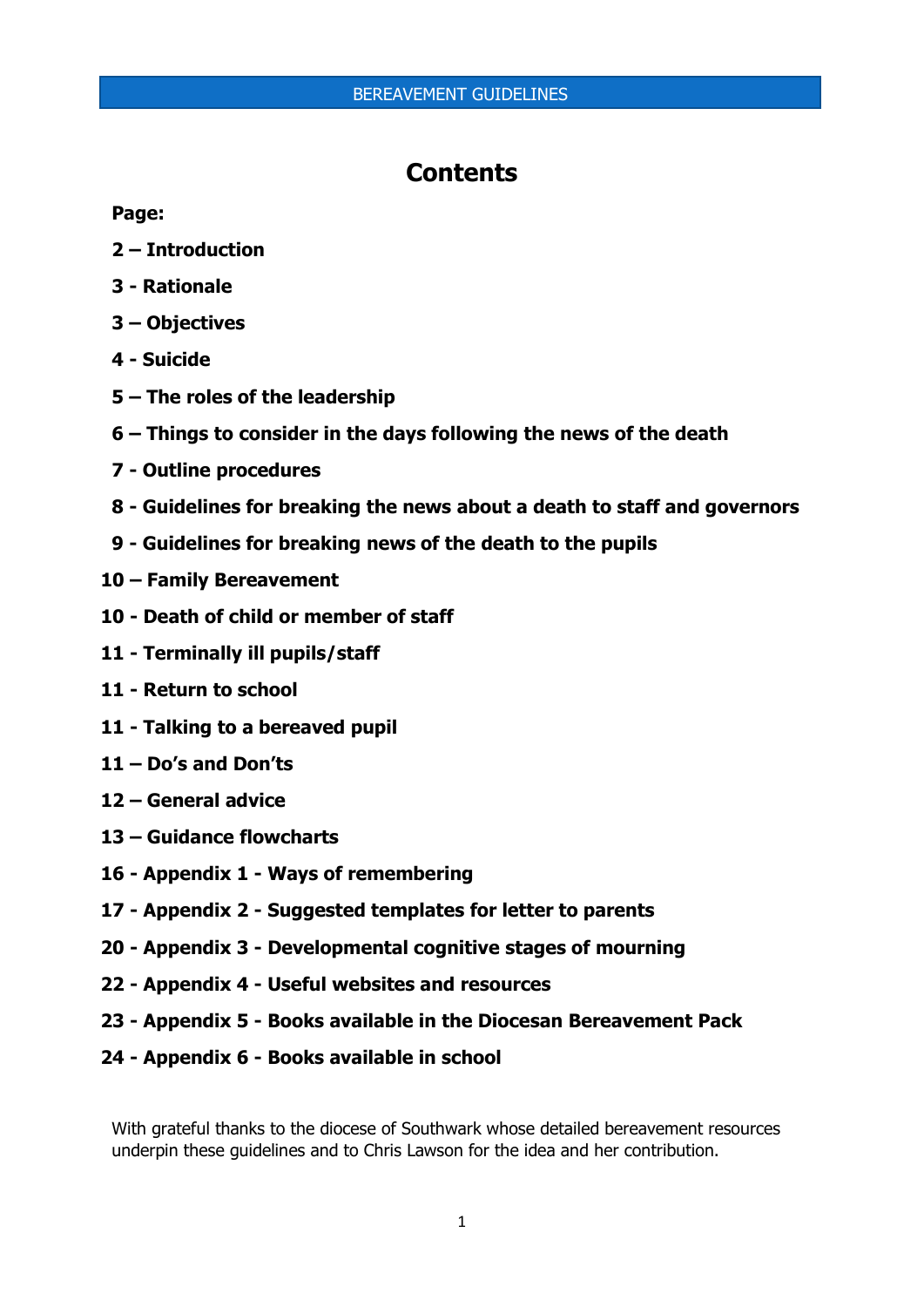# Contents

**Page:**

**2 – Introduction**

**3 - Rationale**

**3 – Objectives**

**4 - Suicide**

**5 – The roles of the leadership**

**6 – Things to consider in the days following the news of the death**

**7 - Outline procedures**

**8 - Guidelines for breaking the news about a death to staff and governors**

**9 - Guidelines for breaking news of the death to the pupils**

**10 – Family Bereavement**

**10 - Death of child or member of staff**

**11 - Terminally ill pupils/staff**

**11 - Return to school**

**11 - Talking to a bereaved pupil**

**11 – Do's and Don'ts**

**12 – General advice**

**13 – Guidance flowcharts**

**16 - Appendix 1 - Ways of remembering**

**17 - Appendix 2 - Suggested templates for letter to parents**

**20 - Appendix 3 - Developmental cognitive stages of mourning**

**22 - Appendix 4 - Useful websites and resources**

**23 - Appendix 5 - Books available in the Diocesan Bereavement Pack**

**24 - Appendix 6 - Books available in school**

With grateful thanks to the diocese of Southwark whose detailed bereavement resources underpin these guidelines and to Chris Lawson for the idea and her contribution.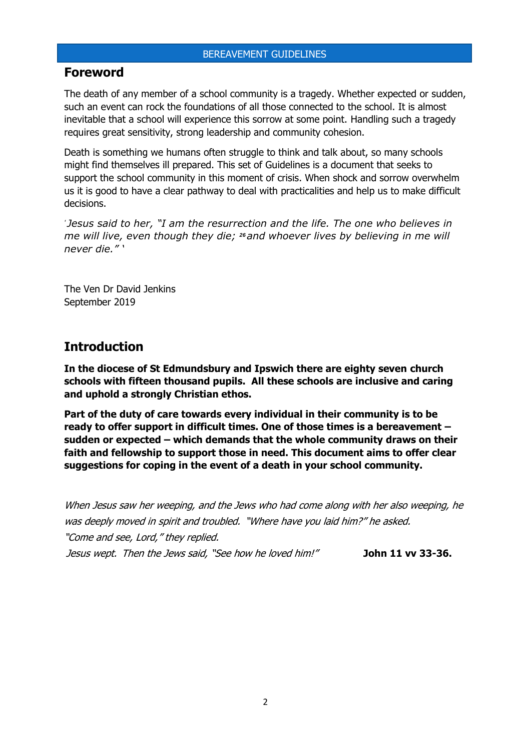## Foreword

The death of any member of a school community is a tragedy. Whether expected or sudden, such an event can rock the foundations of all those connected to the school. It is almost inevitable that a school will experience this sorrow at some point. Handling such a tragedy requires great sensitivity, strong leadership and community cohesion.

Death is something we humans often struggle to think and talk about, so many schools might find themselves ill prepared. This set of Guidelines is a document that seeks to support the school community in this moment of crisis. When shock and sorrow overwhelm us it is good to have a clear pathway to deal with practicalities and help us to make difficult decisions.

*'Jesus said to her, "I am the resurrection and the life. The one who believes in me will live, even though they die; [26] and whoever lives by believing in me will never die." '*

The Ven Dr David Jenkins
September 2019

## Introduction

**In the diocese of St Edmundsbury and Ipswich there are eighty seven church schools with fifteen thousand pupils. All these schools are inclusive and caring and uphold a strongly Christian ethos.**

**Part of the duty of care towards every individual in their community is to be ready to offer support in difficult times. One of those times is a bereavement – sudden or expected – which demands that the whole community draws on their faith and fellowship to support those in need. This document aims to offer clear suggestions for coping in the event of a death in your school community.**

*When Jesus saw her weeping, and the Jews who had come along with her also weeping, he was deeply moved in spirit and troubled. "Where have you laid him?" he asked.*
*"Come and see, Lord," they replied.*
*Jesus wept. Then the Jews said, "See how he loved him!"* **John 11 vv 33-36.**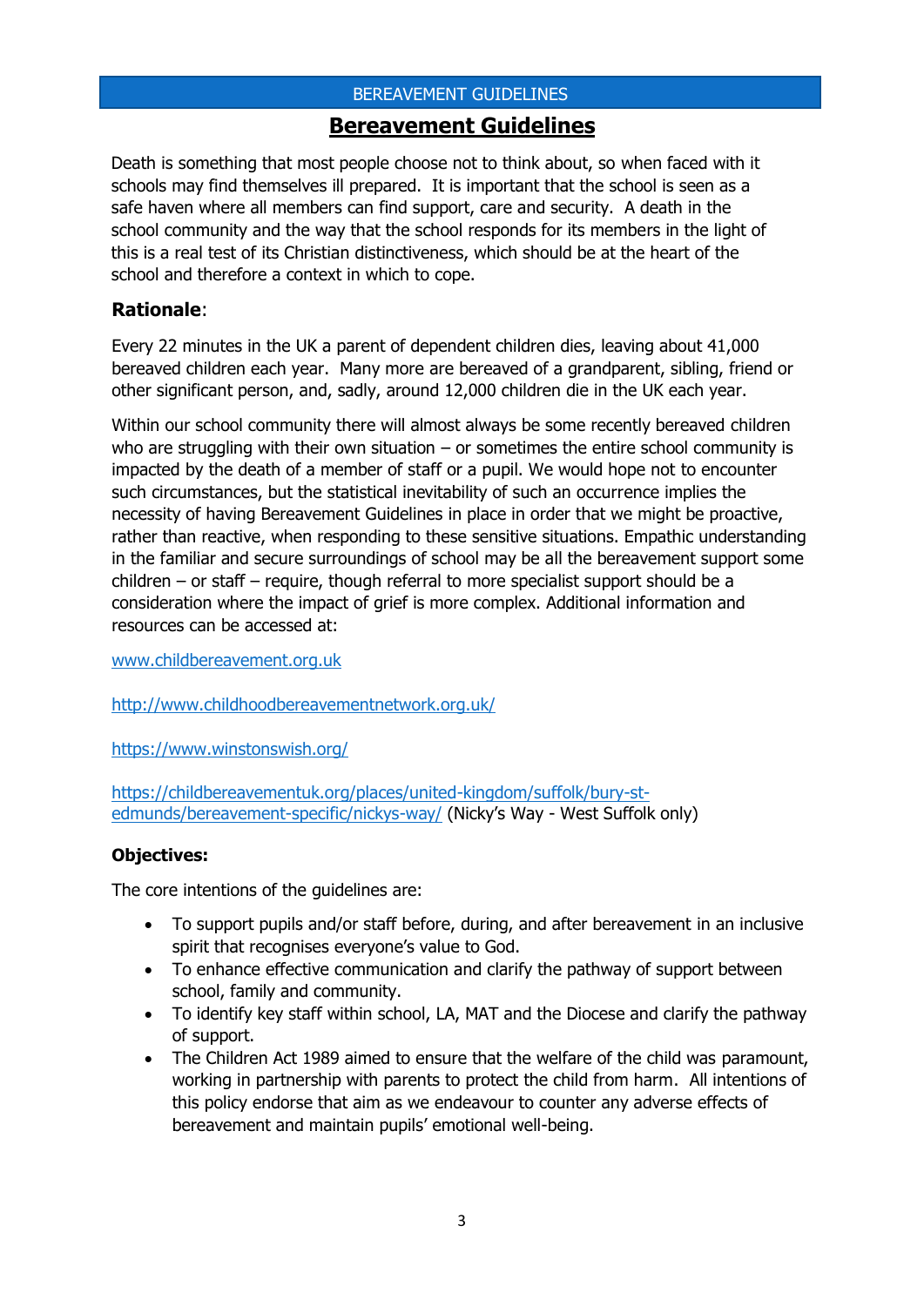# Bereavement Guidelines

Death is something that most people choose not to think about, so when faced with it schools may find themselves ill prepared. It is important that the school is seen as a safe haven where all members can find support, care and security. A death in the school community and the way that the school responds for its members in the light of this is a real test of its Christian distinctiveness, which should be at the heart of the school and therefore a context in which to cope.

## Rationale:

Every 22 minutes in the UK a parent of dependent children dies, leaving about 41,000 bereaved children each year. Many more are bereaved of a grandparent, sibling, friend or other significant person, and, sadly, around 12,000 children die in the UK each year.

Within our school community there will almost always be some recently bereaved children who are struggling with their own situation – or sometimes the entire school community is impacted by the death of a member of staff or a pupil. We would hope not to encounter such circumstances, but the statistical inevitability of such an occurrence implies the necessity of having Bereavement Guidelines in place in order that we might be proactive, rather than reactive, when responding to these sensitive situations. Empathic understanding in the familiar and secure surroundings of school may be all the bereavement support some children – or staff – require, though referral to more specialist support should be a consideration where the impact of grief is more complex. Additional information and resources can be accessed at:

www.childbereavement.org.uk

http://www.childhoodbereavementnetwork.org.uk/

https://www.winstonswish.org/

https://childbereavementuk.org/places/united-kingdom/suffolk/bury-st-edmunds/bereavement-specific/nickys-way/ (Nicky's Way - West Suffolk only)

### Objectives:

The core intentions of the guidelines are:

- To support pupils and/or staff before, during, and after bereavement in an inclusive spirit that recognises everyone's value to God.
- To enhance effective communication and clarify the pathway of support between school, family and community.
- To identify key staff within school, LA, MAT and the Diocese and clarify the pathway of support.
- The Children Act 1989 aimed to ensure that the welfare of the child was paramount, working in partnership with parents to protect the child from harm. All intentions of this policy endorse that aim as we endeavour to counter any adverse effects of bereavement and maintain pupils' emotional well-being.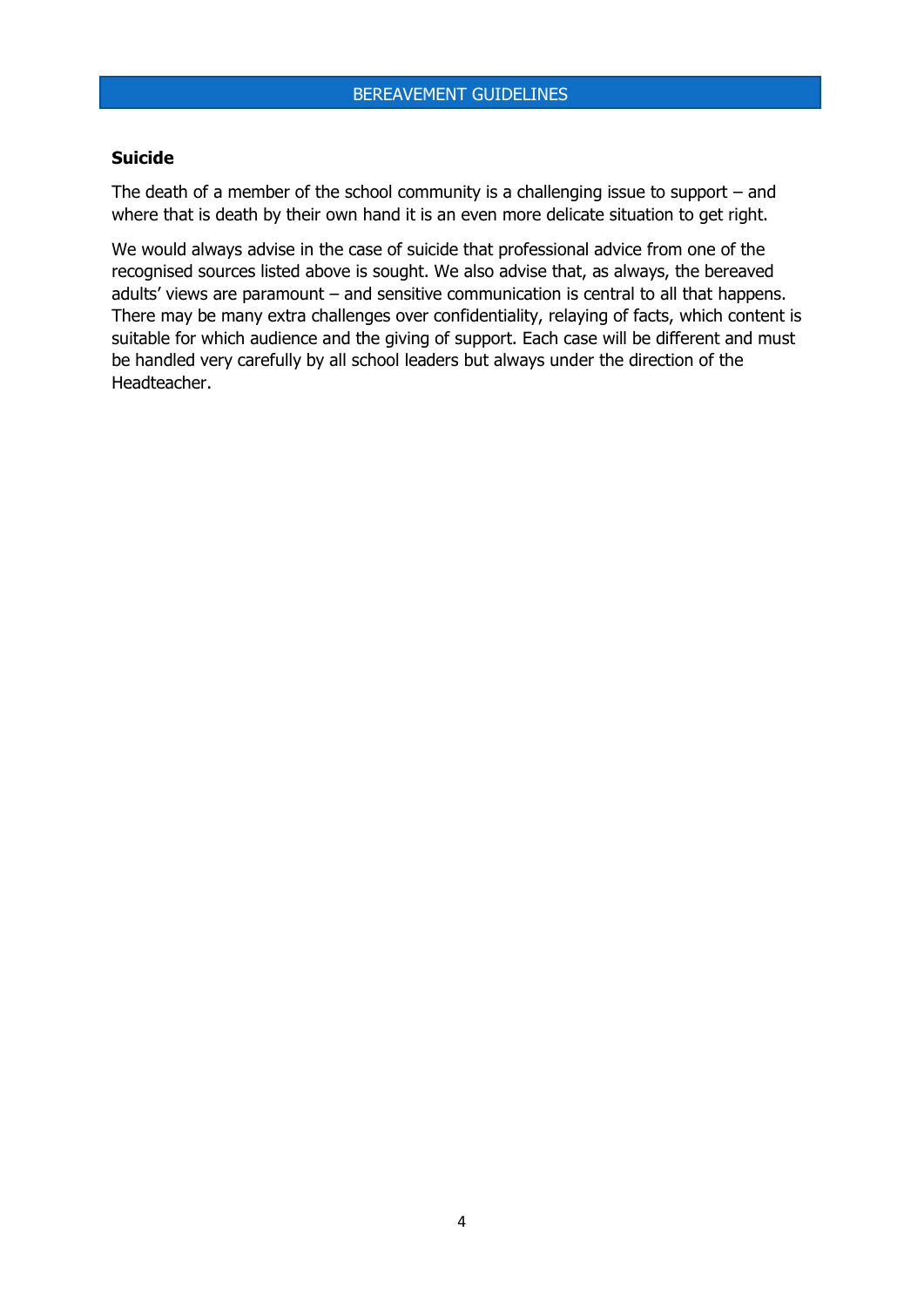### Suicide

The death of a member of the school community is a challenging issue to support – and where that is death by their own hand it is an even more delicate situation to get right.

We would always advise in the case of suicide that professional advice from one of the recognised sources listed above is sought. We also advise that, as always, the bereaved adults' views are paramount – and sensitive communication is central to all that happens. There may be many extra challenges over confidentiality, relaying of facts, which content is suitable for which audience and the giving of support. Each case will be different and must be handled very carefully by all school leaders but always under the direction of the Headteacher.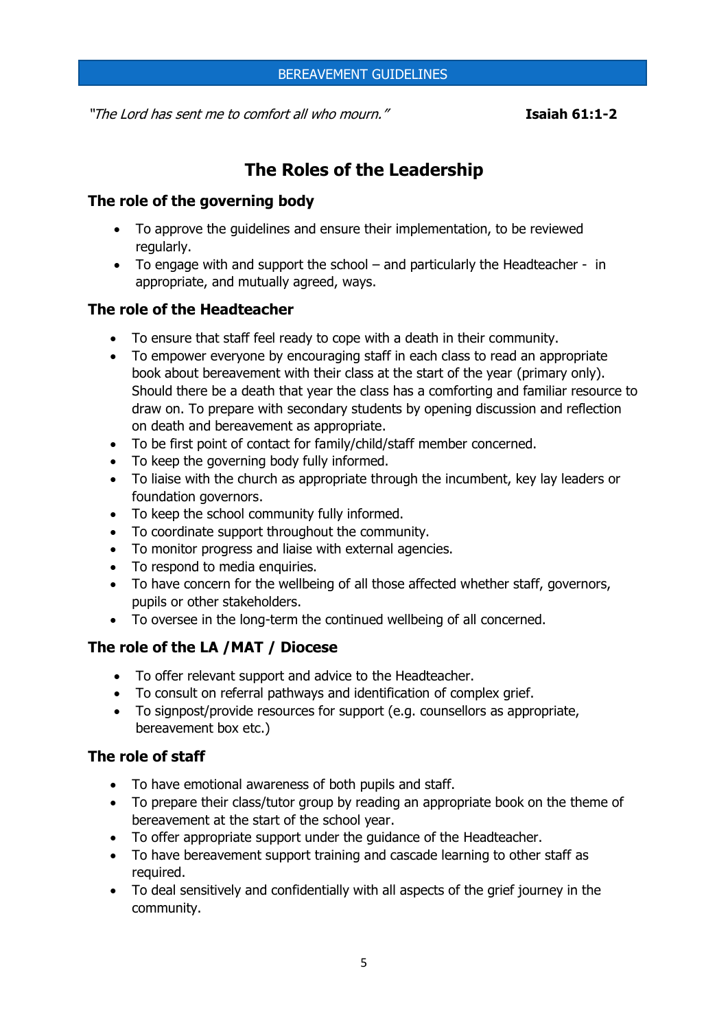*"The Lord has sent me to comfort all who mourn."* **Isaiah 61:1-2**

# The Roles of the Leadership

## The role of the governing body

- To approve the guidelines and ensure their implementation, to be reviewed regularly.
- To engage with and support the school – and particularly the Headteacher - in appropriate, and mutually agreed, ways.

## The role of the Headteacher

- To ensure that staff feel ready to cope with a death in their community.
- To empower everyone by encouraging staff in each class to read an appropriate book about bereavement with their class at the start of the year (primary only). Should there be a death that year the class has a comforting and familiar resource to draw on. To prepare with secondary students by opening discussion and reflection on death and bereavement as appropriate.
- To be first point of contact for family/child/staff member concerned.
- To keep the governing body fully informed.
- To liaise with the church as appropriate through the incumbent, key lay leaders or foundation governors.
- To keep the school community fully informed.
- To coordinate support throughout the community.
- To monitor progress and liaise with external agencies.
- To respond to media enquiries.
- To have concern for the wellbeing of all those affected whether staff, governors, pupils or other stakeholders.
- To oversee in the long-term the continued wellbeing of all concerned.

## The role of the LA /MAT / Diocese

- To offer relevant support and advice to the Headteacher.
- To consult on referral pathways and identification of complex grief.
- To signpost/provide resources for support (e.g. counsellors as appropriate, bereavement box etc.)

## The role of staff

- To have emotional awareness of both pupils and staff.
- To prepare their class/tutor group by reading an appropriate book on the theme of bereavement at the start of the school year.
- To offer appropriate support under the guidance of the Headteacher.
- To have bereavement support training and cascade learning to other staff as required.
- To deal sensitively and confidentially with all aspects of the grief journey in the community.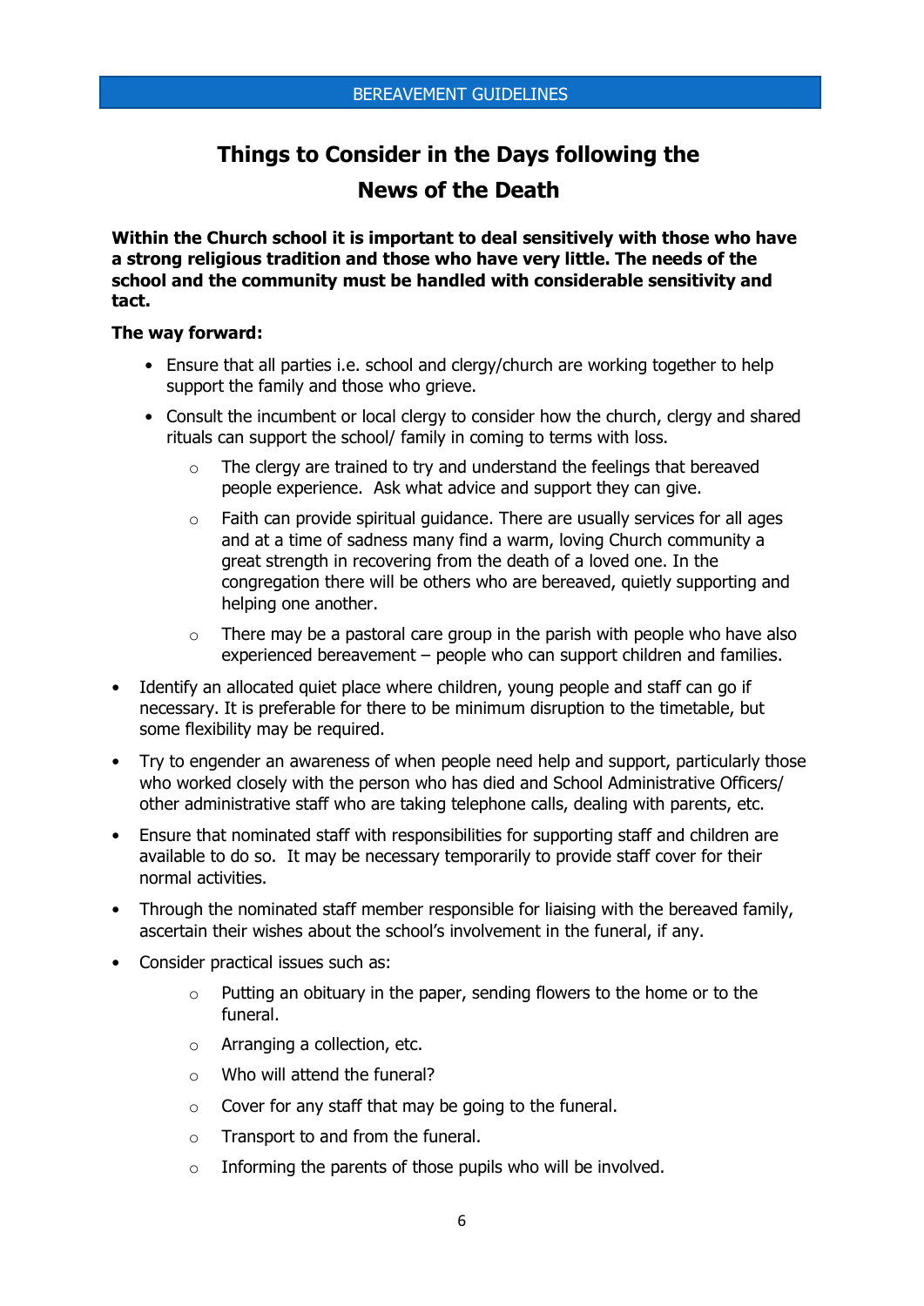# Things to Consider in the Days following the News of the Death

**Within the Church school it is important to deal sensitively with those who have a strong religious tradition and those who have very little. The needs of the school and the community must be handled with considerable sensitivity and tact.**

**The way forward:**

- Ensure that all parties i.e. school and clergy/church are working together to help support the family and those who grieve.
- Consult the incumbent or local clergy to consider how the church, clergy and shared rituals can support the school/ family in coming to terms with loss.
  - The clergy are trained to try and understand the feelings that bereaved people experience. Ask what advice and support they can give.
  - Faith can provide spiritual guidance. There are usually services for all ages and at a time of sadness many find a warm, loving Church community a great strength in recovering from the death of a loved one. In the congregation there will be others who are bereaved, quietly supporting and helping one another.
  - There may be a pastoral care group in the parish with people who have also experienced bereavement – people who can support children and families.
- Identify an allocated quiet place where children, young people and staff can go if necessary. It is preferable for there to be minimum disruption to the timetable, but some flexibility may be required.
- Try to engender an awareness of when people need help and support, particularly those who worked closely with the person who has died and School Administrative Officers/ other administrative staff who are taking telephone calls, dealing with parents, etc.
- Ensure that nominated staff with responsibilities for supporting staff and children are available to do so. It may be necessary temporarily to provide staff cover for their normal activities.
- Through the nominated staff member responsible for liaising with the bereaved family, ascertain their wishes about the school's involvement in the funeral, if any.
- Consider practical issues such as:
  - Putting an obituary in the paper, sending flowers to the home or to the funeral.
  - Arranging a collection, etc.
  - Who will attend the funeral?
  - Cover for any staff that may be going to the funeral.
  - Transport to and from the funeral.
  - Informing the parents of those pupils who will be involved.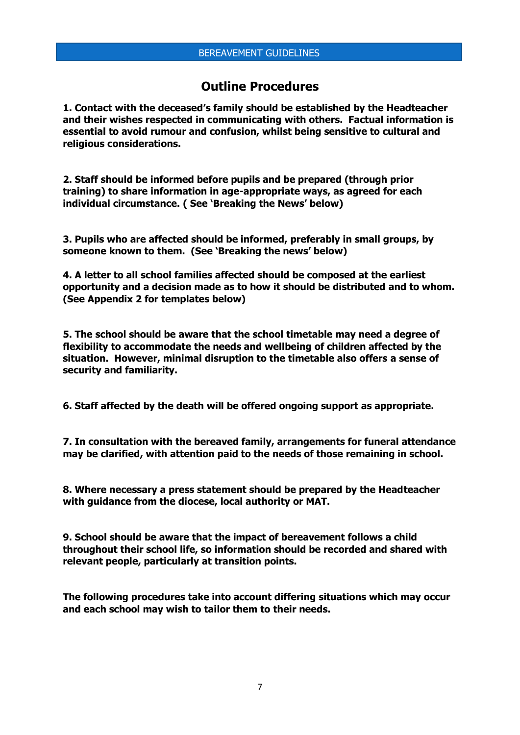## Outline Procedures

**1. Contact with the deceased's family should be established by the Headteacher and their wishes respected in communicating with others. Factual information is essential to avoid rumour and confusion, whilst being sensitive to cultural and religious considerations.**

**2. Staff should be informed before pupils and be prepared (through prior training) to share information in age-appropriate ways, as agreed for each individual circumstance. ( See 'Breaking the News' below)**

**3. Pupils who are affected should be informed, preferably in small groups, by someone known to them. (See 'Breaking the news' below)**

**4. A letter to all school families affected should be composed at the earliest opportunity and a decision made as to how it should be distributed and to whom. (See Appendix 2 for templates below)**

**5. The school should be aware that the school timetable may need a degree of flexibility to accommodate the needs and wellbeing of children affected by the situation. However, minimal disruption to the timetable also offers a sense of security and familiarity.**

**6. Staff affected by the death will be offered ongoing support as appropriate.**

**7. In consultation with the bereaved family, arrangements for funeral attendance may be clarified, with attention paid to the needs of those remaining in school.**

**8. Where necessary a press statement should be prepared by the Headteacher with guidance from the diocese, local authority or MAT.**

**9. School should be aware that the impact of bereavement follows a child throughout their school life, so information should be recorded and shared with relevant people, particularly at transition points.**

**The following procedures take into account differing situations which may occur and each school may wish to tailor them to their needs.**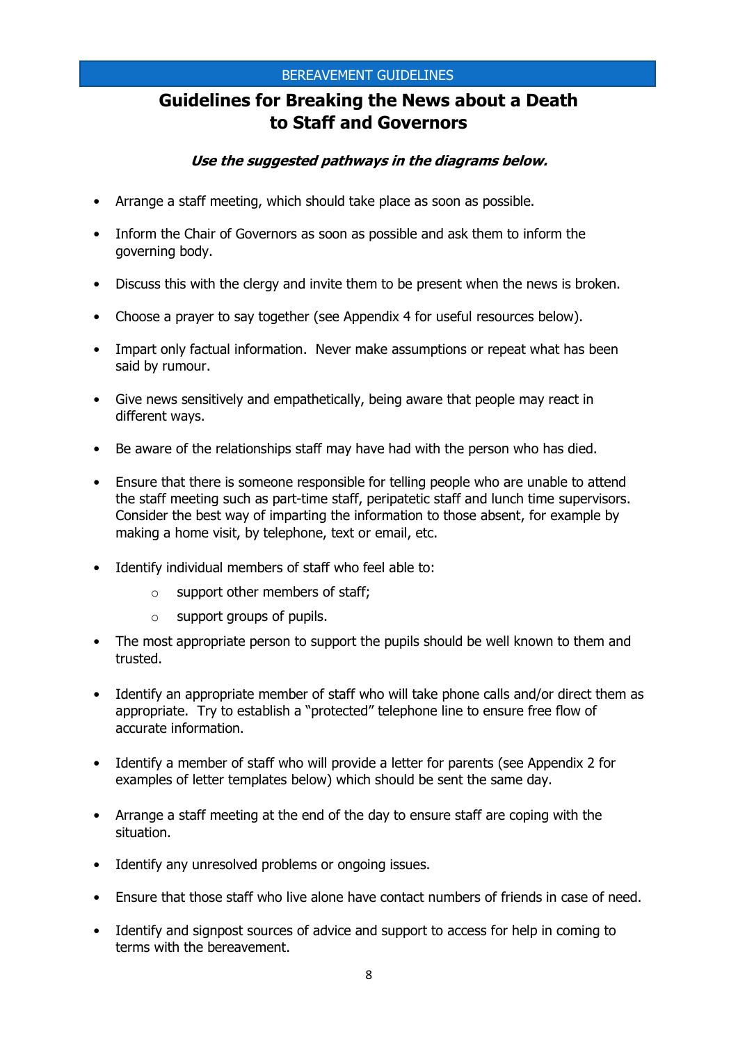BEREAVEMENT GUIDELINES

# Guidelines for Breaking the News about a Death to Staff and Governors

***Use the suggested pathways in the diagrams below.***

- Arrange a staff meeting, which should take place as soon as possible.
- Inform the Chair of Governors as soon as possible and ask them to inform the governing body.
- Discuss this with the clergy and invite them to be present when the news is broken.
- Choose a prayer to say together (see Appendix 4 for useful resources below).
- Impart only factual information. Never make assumptions or repeat what has been said by rumour.
- Give news sensitively and empathetically, being aware that people may react in different ways.
- Be aware of the relationships staff may have had with the person who has died.
- Ensure that there is someone responsible for telling people who are unable to attend the staff meeting such as part-time staff, peripatetic staff and lunch time supervisors. Consider the best way of imparting the information to those absent, for example by making a home visit, by telephone, text or email, etc.
- Identify individual members of staff who feel able to:
    - support other members of staff;
    - support groups of pupils.
- The most appropriate person to support the pupils should be well known to them and trusted.
- Identify an appropriate member of staff who will take phone calls and/or direct them as appropriate. Try to establish a "protected" telephone line to ensure free flow of accurate information.
- Identify a member of staff who will provide a letter for parents (see Appendix 2 for examples of letter templates below) which should be sent the same day.
- Arrange a staff meeting at the end of the day to ensure staff are coping with the situation.
- Identify any unresolved problems or ongoing issues.
- Ensure that those staff who live alone have contact numbers of friends in case of need.
- Identify and signpost sources of advice and support to access for help in coming to terms with the bereavement.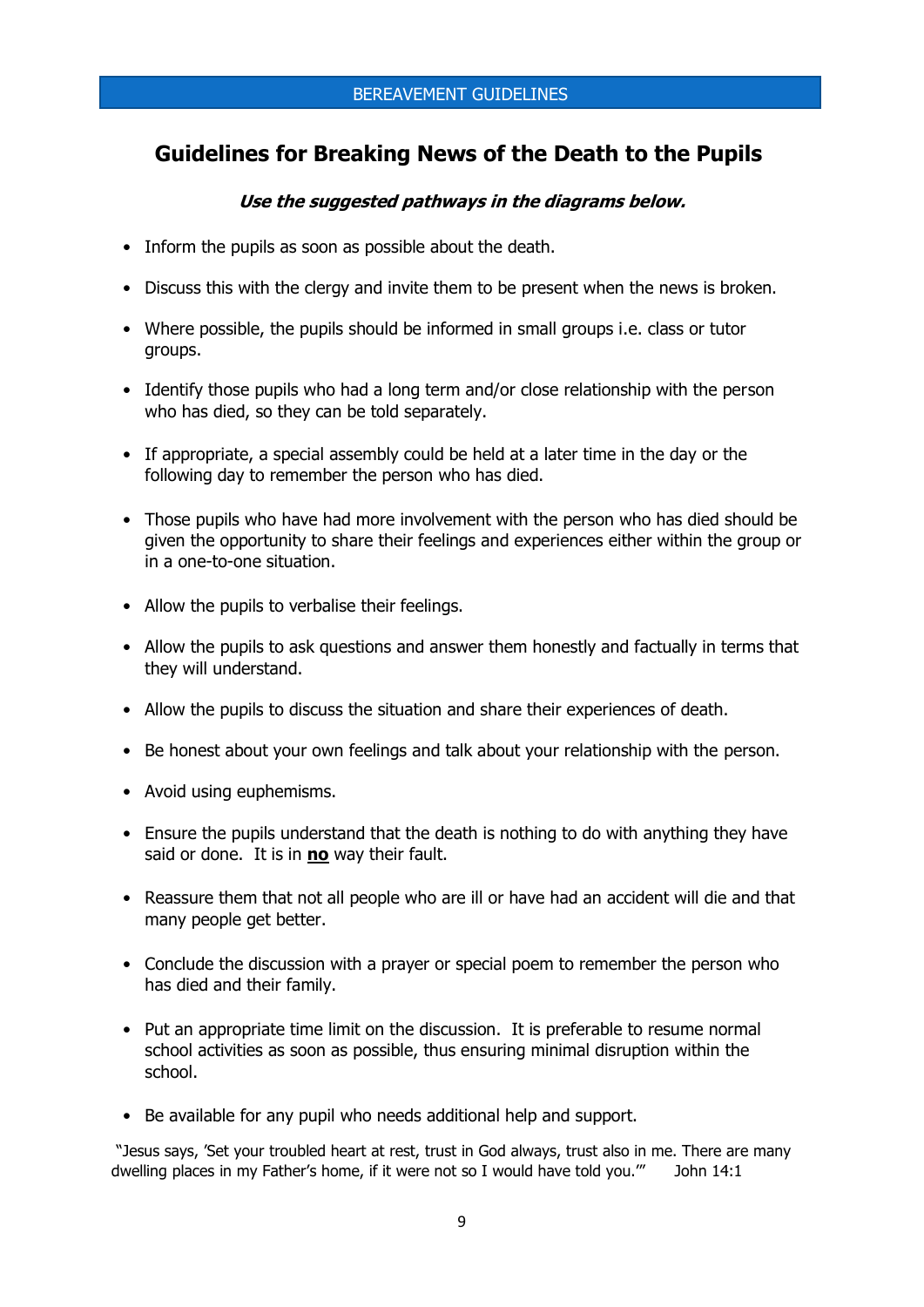## Guidelines for Breaking News of the Death to the Pupils

***Use the suggested pathways in the diagrams below.***

- Inform the pupils as soon as possible about the death.
- Discuss this with the clergy and invite them to be present when the news is broken.
- Where possible, the pupils should be informed in small groups i.e. class or tutor groups.
- Identify those pupils who had a long term and/or close relationship with the person who has died, so they can be told separately.
- If appropriate, a special assembly could be held at a later time in the day or the following day to remember the person who has died.
- Those pupils who have had more involvement with the person who has died should be given the opportunity to share their feelings and experiences either within the group or in a one-to-one situation.
- Allow the pupils to verbalise their feelings.
- Allow the pupils to ask questions and answer them honestly and factually in terms that they will understand.
- Allow the pupils to discuss the situation and share their experiences of death.
- Be honest about your own feelings and talk about your relationship with the person.
- Avoid using euphemisms.
- Ensure the pupils understand that the death is nothing to do with anything they have said or done. It is in **<u>no</u>** way their fault.
- Reassure them that not all people who are ill or have had an accident will die and that many people get better.
- Conclude the discussion with a prayer or special poem to remember the person who has died and their family.
- Put an appropriate time limit on the discussion. It is preferable to resume normal school activities as soon as possible, thus ensuring minimal disruption within the school.
- Be available for any pupil who needs additional help and support.

"Jesus says, 'Set your troubled heart at rest, trust in God always, trust also in me. There are many dwelling places in my Father's home, if it were not so I would have told you.'" John 14:1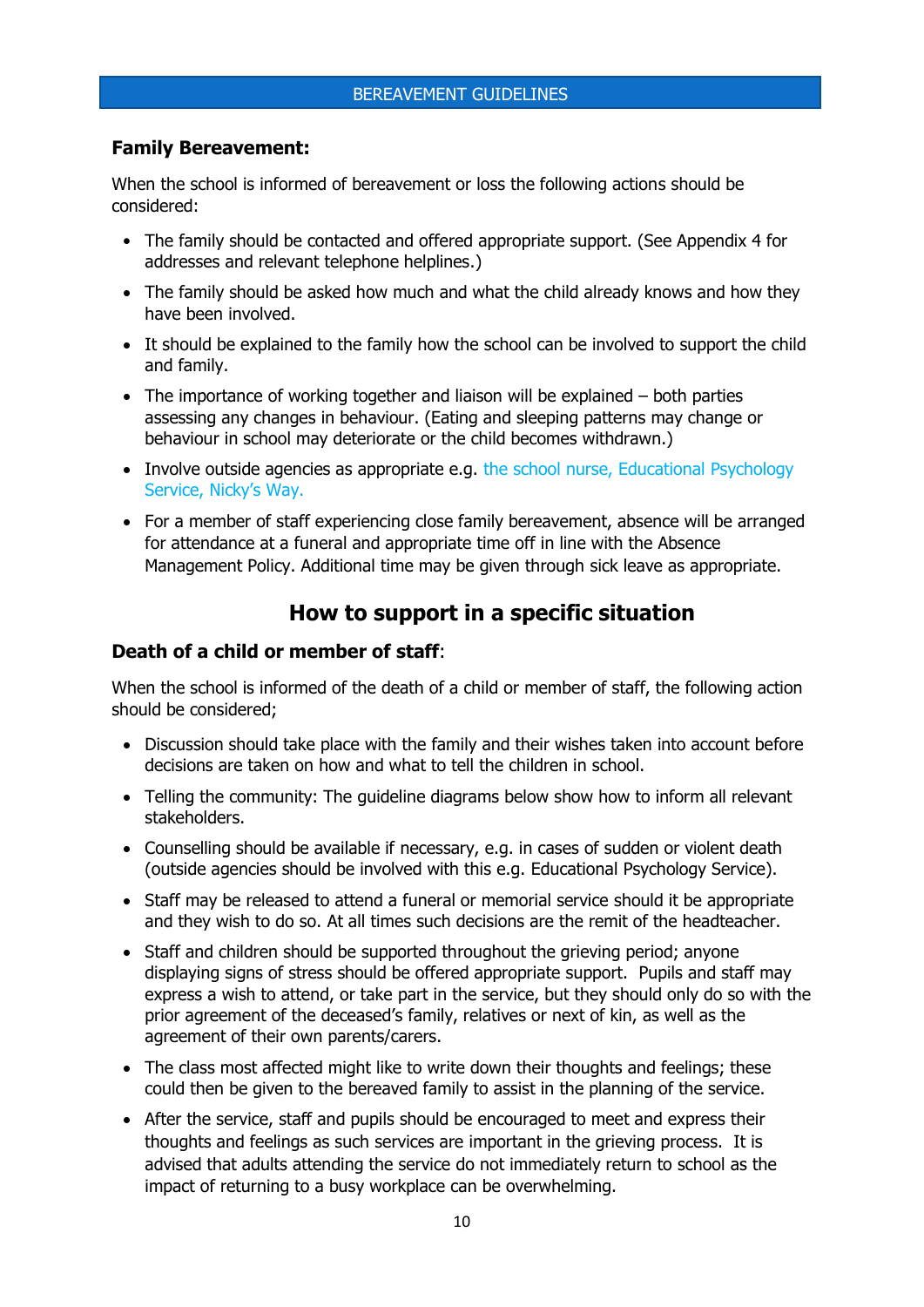## Family Bereavement:

When the school is informed of bereavement or loss the following actions should be considered:

- The family should be contacted and offered appropriate support. (See Appendix 4 for addresses and relevant telephone helplines.)
- The family should be asked how much and what the child already knows and how they have been involved.
- It should be explained to the family how the school can be involved to support the child and family.
- The importance of working together and liaison will be explained – both parties assessing any changes in behaviour. (Eating and sleeping patterns may change or behaviour in school may deteriorate or the child becomes withdrawn.)
- Involve outside agencies as appropriate e.g. the school nurse, Educational Psychology Service, Nicky's Way.
- For a member of staff experiencing close family bereavement, absence will be arranged for attendance at a funeral and appropriate time off in line with the Absence Management Policy. Additional time may be given through sick leave as appropriate.

# How to support in a specific situation

## Death of a child or member of staff:

When the school is informed of the death of a child or member of staff, the following action should be considered;

- Discussion should take place with the family and their wishes taken into account before decisions are taken on how and what to tell the children in school.
- Telling the community: The guideline diagrams below show how to inform all relevant stakeholders.
- Counselling should be available if necessary, e.g. in cases of sudden or violent death (outside agencies should be involved with this e.g. Educational Psychology Service).
- Staff may be released to attend a funeral or memorial service should it be appropriate and they wish to do so. At all times such decisions are the remit of the headteacher.
- Staff and children should be supported throughout the grieving period; anyone displaying signs of stress should be offered appropriate support. Pupils and staff may express a wish to attend, or take part in the service, but they should only do so with the prior agreement of the deceased's family, relatives or next of kin, as well as the agreement of their own parents/carers.
- The class most affected might like to write down their thoughts and feelings; these could then be given to the bereaved family to assist in the planning of the service.
- After the service, staff and pupils should be encouraged to meet and express their thoughts and feelings as such services are important in the grieving process. It is advised that adults attending the service do not immediately return to school as the impact of returning to a busy workplace can be overwhelming.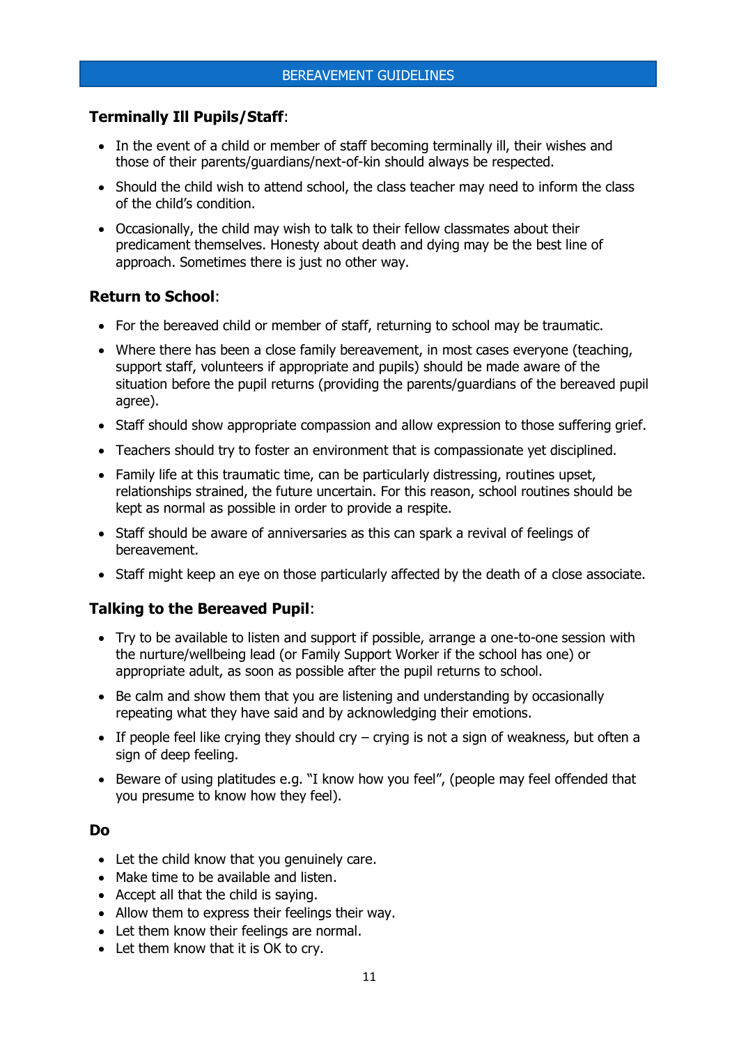## Terminally Ill Pupils/Staff:

- In the event of a child or member of staff becoming terminally ill, their wishes and those of their parents/guardians/next-of-kin should always be respected.
- Should the child wish to attend school, the class teacher may need to inform the class of the child's condition.
- Occasionally, the child may wish to talk to their fellow classmates about their predicament themselves. Honesty about death and dying may be the best line of approach. Sometimes there is just no other way.

## Return to School:

- For the bereaved child or member of staff, returning to school may be traumatic.
- Where there has been a close family bereavement, in most cases everyone (teaching, support staff, volunteers if appropriate and pupils) should be made aware of the situation before the pupil returns (providing the parents/guardians of the bereaved pupil agree).
- Staff should show appropriate compassion and allow expression to those suffering grief.
- Teachers should try to foster an environment that is compassionate yet disciplined.
- Family life at this traumatic time, can be particularly distressing, routines upset, relationships strained, the future uncertain. For this reason, school routines should be kept as normal as possible in order to provide a respite.
- Staff should be aware of anniversaries as this can spark a revival of feelings of bereavement.
- Staff might keep an eye on those particularly affected by the death of a close associate.

## Talking to the Bereaved Pupil:

- Try to be available to listen and support if possible, arrange a one-to-one session with the nurture/wellbeing lead (or Family Support Worker if the school has one) or appropriate adult, as soon as possible after the pupil returns to school.
- Be calm and show them that you are listening and understanding by occasionally repeating what they have said and by acknowledging their emotions.
- If people feel like crying they should cry – crying is not a sign of weakness, but often a sign of deep feeling.
- Beware of using platitudes e.g. "I know how you feel", (people may feel offended that you presume to know how they feel).

## Do

- Let the child know that you genuinely care.
- Make time to be available and listen.
- Accept all that the child is saying.
- Allow them to express their feelings their way.
- Let them know their feelings are normal.
- Let them know that it is OK to cry.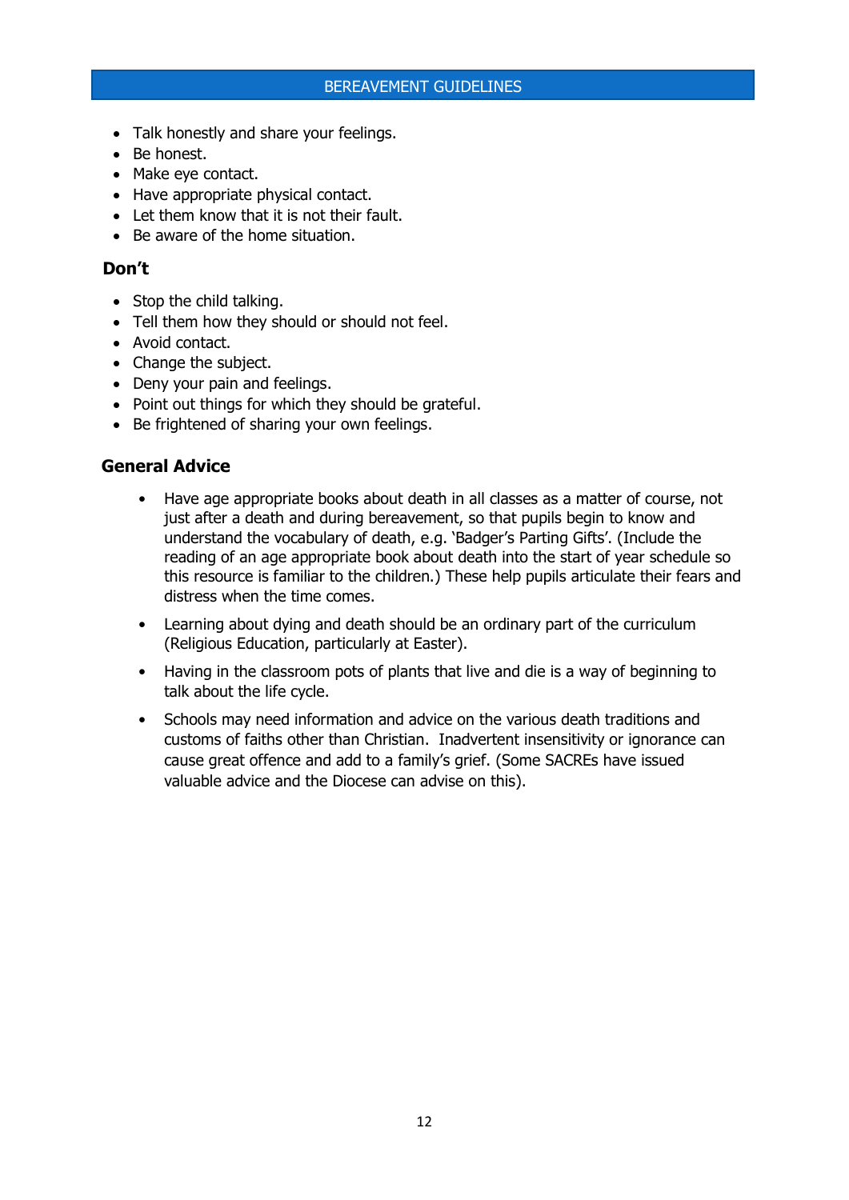- Talk honestly and share your feelings.
- Be honest.
- Make eye contact.
- Have appropriate physical contact.
- Let them know that it is not their fault.
- Be aware of the home situation.

### Don't

- Stop the child talking.
- Tell them how they should or should not feel.
- Avoid contact.
- Change the subject.
- Deny your pain and feelings.
- Point out things for which they should be grateful.
- Be frightened of sharing your own feelings.

### General Advice

- Have age appropriate books about death in all classes as a matter of course, not just after a death and during bereavement, so that pupils begin to know and understand the vocabulary of death, e.g. 'Badger's Parting Gifts'. (Include the reading of an age appropriate book about death into the start of year schedule so this resource is familiar to the children.) These help pupils articulate their fears and distress when the time comes.
- Learning about dying and death should be an ordinary part of the curriculum (Religious Education, particularly at Easter).
- Having in the classroom pots of plants that live and die is a way of beginning to talk about the life cycle.
- Schools may need information and advice on the various death traditions and customs of faiths other than Christian. Inadvertent insensitivity or ignorance can cause great offence and add to a family's grief. (Some SACREs have issued valuable advice and the Diocese can advise on this).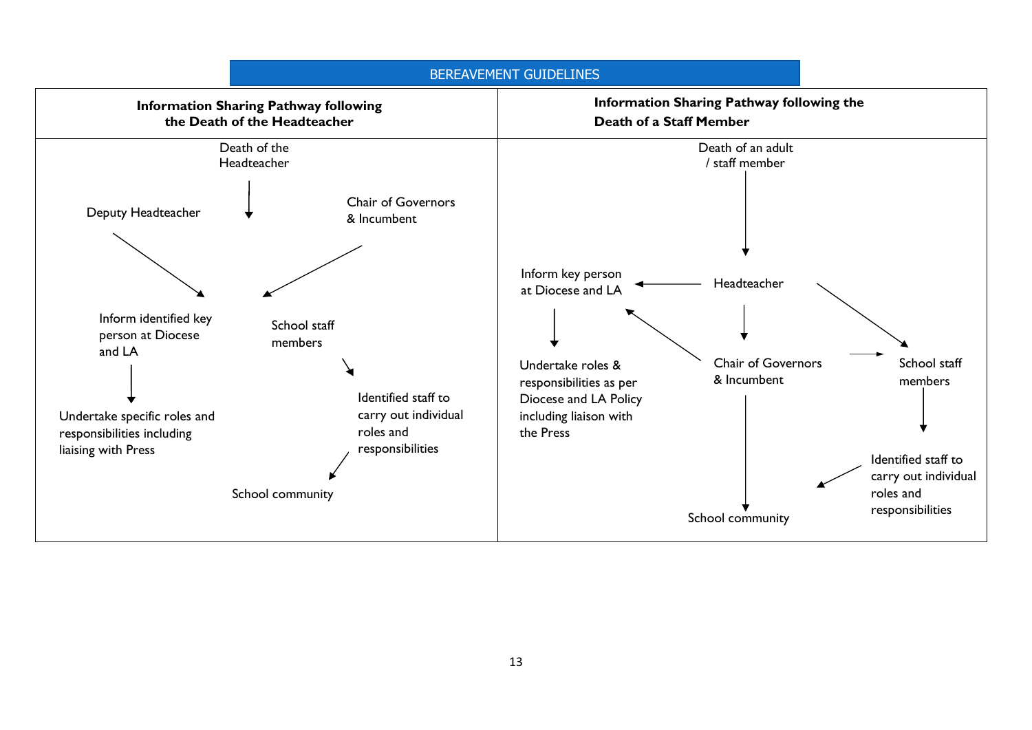## BEREAVEMENT GUIDELINES

| Information Sharing Pathway following the Death of the Headteacher | Information Sharing Pathway following the Death of a Staff Member |
|---|---|
| Death of the Headteacher | Death of an adult / staff member |
| Deputy Headteacher | Headteacher |
| Chair of Governors & Incumbent | Inform key person at Diocese and LA |
| Inform identified key person at Diocese and LA | Chair of Governors & Incumbent |
| School staff members | School staff members |
| Undertake specific roles and responsibilities including liaising with Press | Undertake roles & responsibilities as per Diocese and LA Policy including liaison with the Press |
| Identified staff to carry out individual roles and responsibilities | Identified staff to carry out individual roles and responsibilities |
| School community | School community |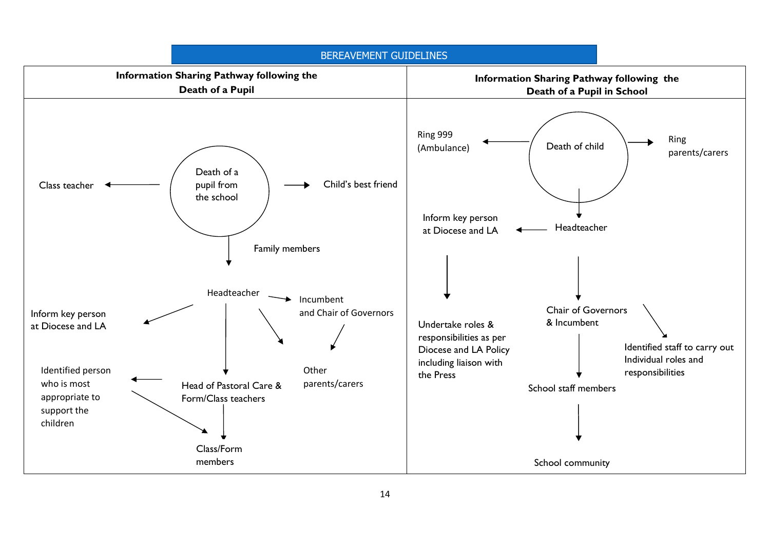## BEREAVEMENT GUIDELINES

### Information Sharing Pathway following the Death of a Pupil

Death of a pupil from the school

- Class teacher
- Child's best friend
- Family members
- Headteacher
  - Incumbent and Chair of Governors
    - Other parents/carers
  - Inform key person at Diocese and LA
  - Other parents/carers
  - Head of Pastoral Care & Form/Class teachers
    - Identified person who is most appropriate to support the children
      - Class/Form members
    - Class/Form members

### Information Sharing Pathway following the Death of a Pupil in School

Death of child

- Ring 999 (Ambulance)
- Ring parents/carers
- Headteacher
  - Inform key person at Diocese and LA
    - Undertake roles & responsibilities as per Diocese and LA Policy including liaison with the Press
  - Chair of Governors & Incumbent
    - Identified staff to carry out Individual roles and responsibilities
    - School staff members
      - School community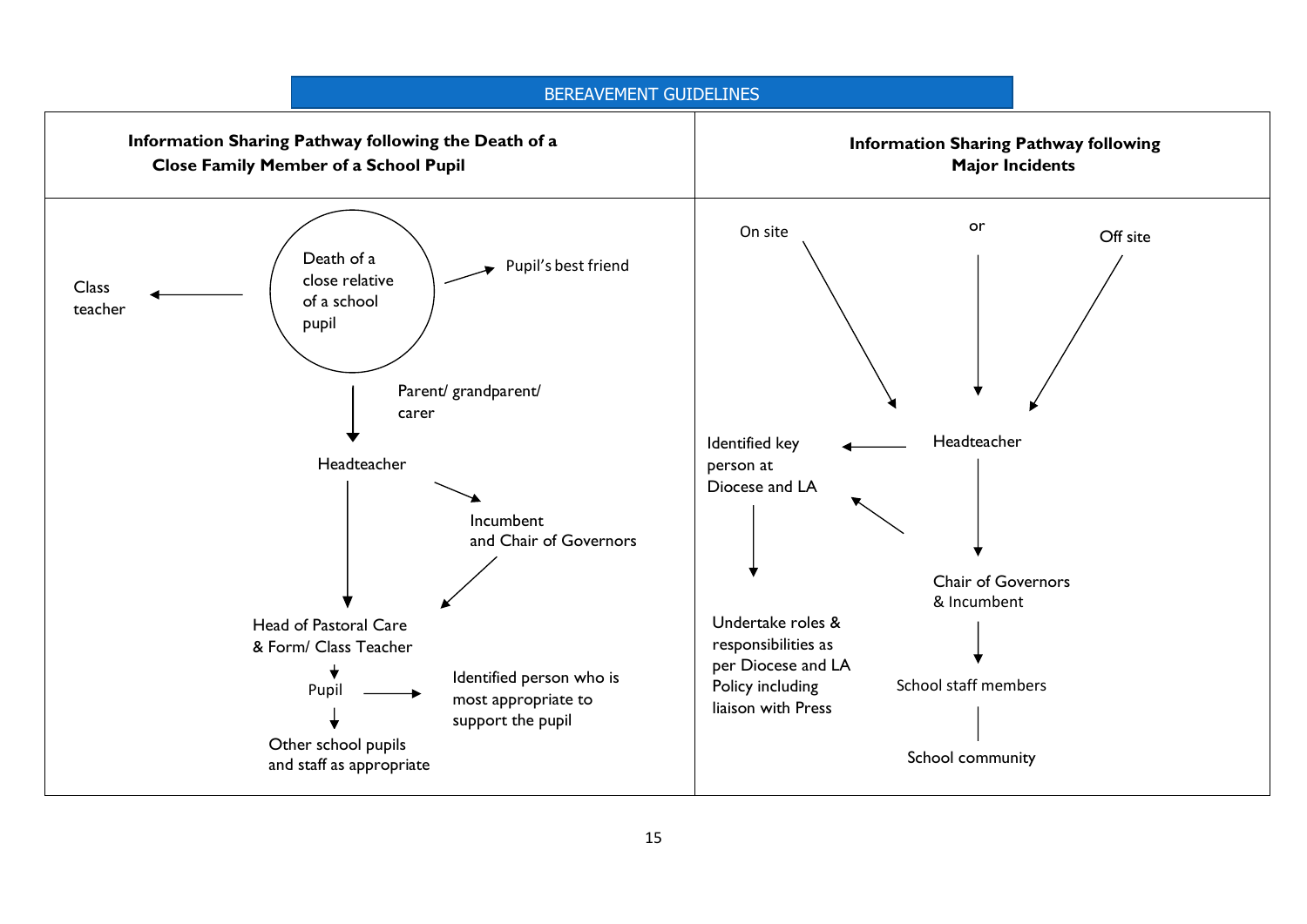## BEREAVEMENT GUIDELINES

| Information Sharing Pathway following the Death of a Close Family Member of a School Pupil | Information Sharing Pathway following Major Incidents |
|---|---|
| Death of a close relative of a school pupil → Class teacher<br>Death of a close relative of a school pupil → Pupil's best friend<br>Death of a close relative of a school pupil → (Parent/ grandparent/ carer) → Headteacher<br>Headteacher → Incumbent and Chair of Governors<br>Headteacher → Head of Pastoral Care & Form/ Class Teacher<br>Incumbent and Chair of Governors → Head of Pastoral Care & Form/ Class Teacher<br>Head of Pastoral Care & Form/ Class Teacher → Pupil<br>Pupil → Identified person who is most appropriate to support the pupil<br>Pupil → Other school pupils and staff as appropriate | On site or Off site → Headteacher<br>Headteacher → Identified key person at Diocese and LA<br>Headteacher → Chair of Governors & Incumbent<br>Chair of Governors & Incumbent → Identified key person at Diocese and LA<br>Identified key person at Diocese and LA → Undertake roles & responsibilities as per Diocese and LA Policy including liaison with Press<br>Chair of Governors & Incumbent → School staff members<br>School staff members — School community |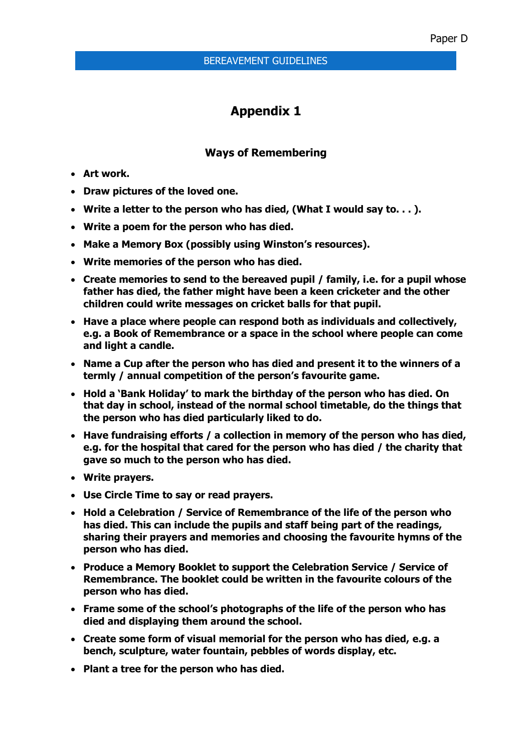# Appendix 1

## Ways of Remembering

- **Art work.**
- **Draw pictures of the loved one.**
- **Write a letter to the person who has died, (What I would say to. . . ).**
- **Write a poem for the person who has died.**
- **Make a Memory Box (possibly using Winston's resources).**
- **Write memories of the person who has died.**
- **Create memories to send to the bereaved pupil / family, i.e. for a pupil whose father has died, the father might have been a keen cricketer and the other children could write messages on cricket balls for that pupil.**
- **Have a place where people can respond both as individuals and collectively, e.g. a Book of Remembrance or a space in the school where people can come and light a candle.**
- **Name a Cup after the person who has died and present it to the winners of a termly / annual competition of the person's favourite game.**
- **Hold a 'Bank Holiday' to mark the birthday of the person who has died. On that day in school, instead of the normal school timetable, do the things that the person who has died particularly liked to do.**
- **Have fundraising efforts / a collection in memory of the person who has died, e.g. for the hospital that cared for the person who has died / the charity that gave so much to the person who has died.**
- **Write prayers.**
- **Use Circle Time to say or read prayers.**
- **Hold a Celebration / Service of Remembrance of the life of the person who has died. This can include the pupils and staff being part of the readings, sharing their prayers and memories and choosing the favourite hymns of the person who has died.**
- **Produce a Memory Booklet to support the Celebration Service / Service of Remembrance. The booklet could be written in the favourite colours of the person who has died.**
- **Frame some of the school's photographs of the life of the person who has died and displaying them around the school.**
- **Create some form of visual memorial for the person who has died, e.g. a bench, sculpture, water fountain, pebbles of words display, etc.**
- **Plant a tree for the person who has died.**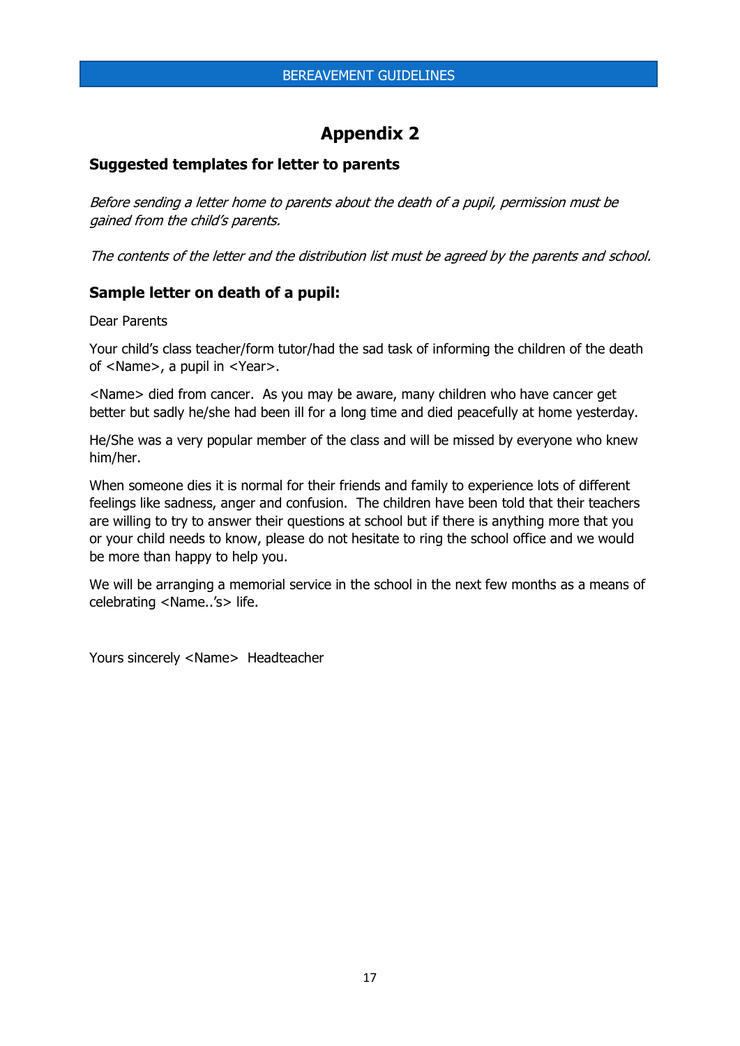# Appendix 2

### Suggested templates for letter to parents

*Before sending a letter home to parents about the death of a pupil, permission must be gained from the child's parents.*

*The contents of the letter and the distribution list must be agreed by the parents and school.*

### Sample letter on death of a pupil:

Dear Parents

Your child's class teacher/form tutor/had the sad task of informing the children of the death of <Name>, a pupil in <Year>.

<Name> died from cancer. As you may be aware, many children who have cancer get better but sadly he/she had been ill for a long time and died peacefully at home yesterday.

He/She was a very popular member of the class and will be missed by everyone who knew him/her.

When someone dies it is normal for their friends and family to experience lots of different feelings like sadness, anger and confusion. The children have been told that their teachers are willing to try to answer their questions at school but if there is anything more that you or your child needs to know, please do not hesitate to ring the school office and we would be more than happy to help you.

We will be arranging a memorial service in the school in the next few months as a means of celebrating <Name..'s> life.

Yours sincerely <Name> Headteacher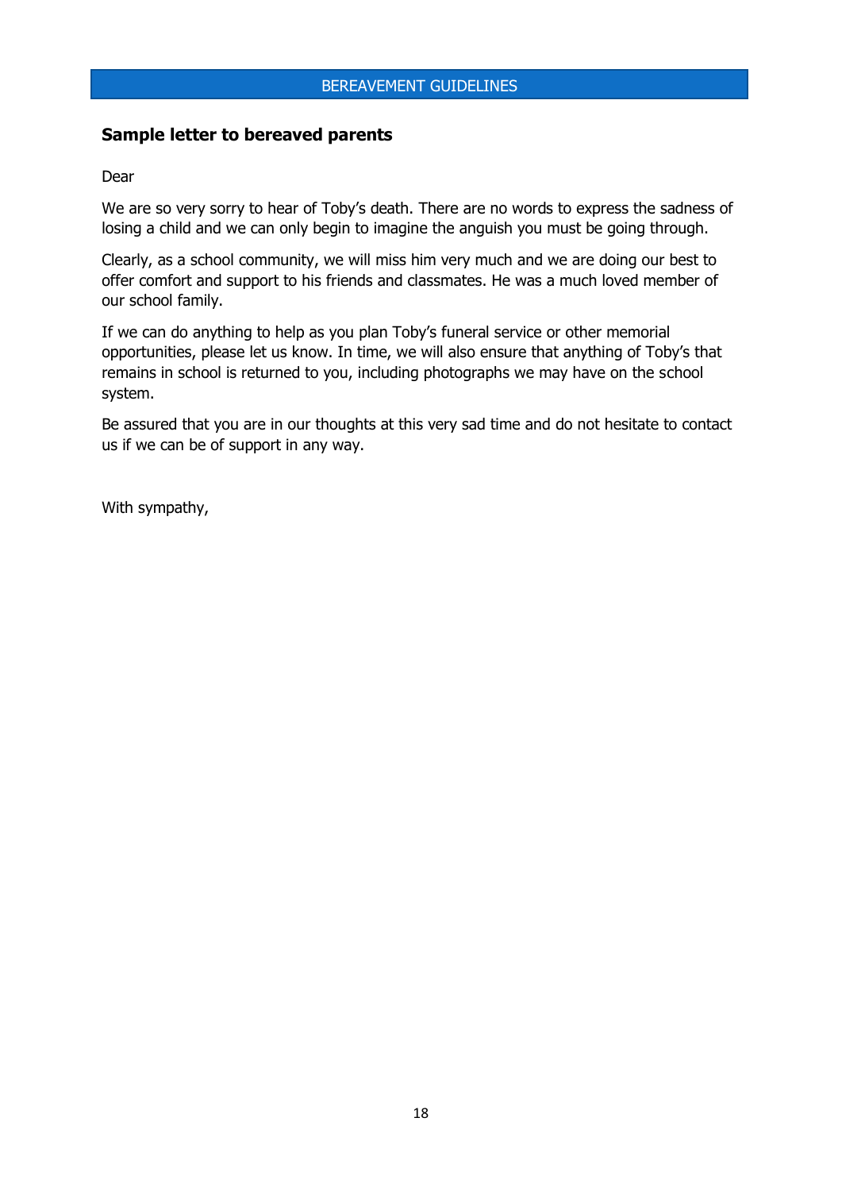## Sample letter to bereaved parents

Dear

We are so very sorry to hear of Toby's death. There are no words to express the sadness of losing a child and we can only begin to imagine the anguish you must be going through.

Clearly, as a school community, we will miss him very much and we are doing our best to offer comfort and support to his friends and classmates. He was a much loved member of our school family.

If we can do anything to help as you plan Toby's funeral service or other memorial opportunities, please let us know. In time, we will also ensure that anything of Toby's that remains in school is returned to you, including photographs we may have on the school system.

Be assured that you are in our thoughts at this very sad time and do not hesitate to contact us if we can be of support in any way.

With sympathy,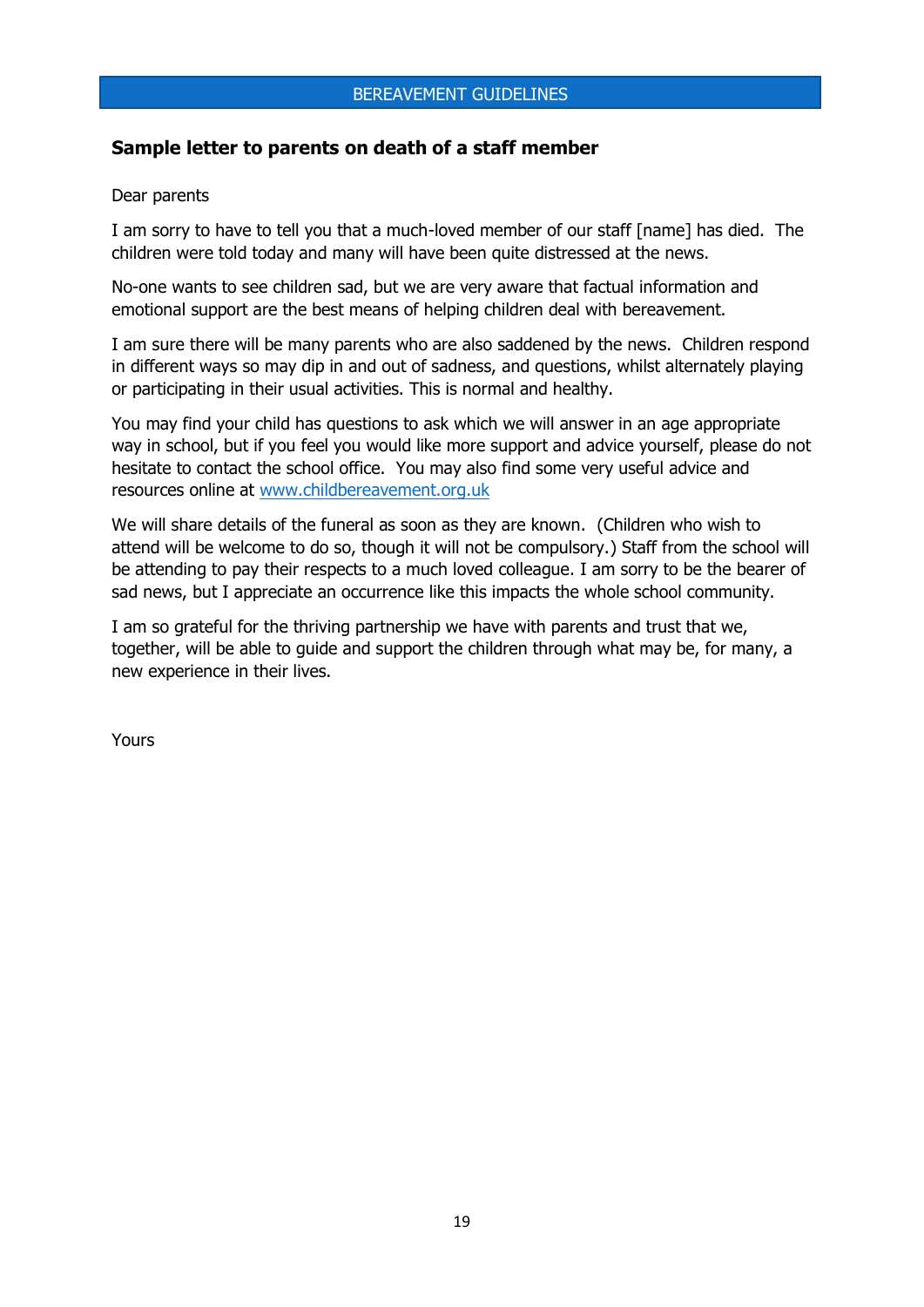## Sample letter to parents on death of a staff member

Dear parents

I am sorry to have to tell you that a much-loved member of our staff [name] has died. The children were told today and many will have been quite distressed at the news.

No-one wants to see children sad, but we are very aware that factual information and emotional support are the best means of helping children deal with bereavement.

I am sure there will be many parents who are also saddened by the news. Children respond in different ways so may dip in and out of sadness, and questions, whilst alternately playing or participating in their usual activities. This is normal and healthy.

You may find your child has questions to ask which we will answer in an age appropriate way in school, but if you feel you would like more support and advice yourself, please do not hesitate to contact the school office. You may also find some very useful advice and resources online at [www.childbereavement.org.uk](http://www.childbereavement.org.uk)

We will share details of the funeral as soon as they are known. (Children who wish to attend will be welcome to do so, though it will not be compulsory.) Staff from the school will be attending to pay their respects to a much loved colleague. I am sorry to be the bearer of sad news, but I appreciate an occurrence like this impacts the whole school community.

I am so grateful for the thriving partnership we have with parents and trust that we, together, will be able to guide and support the children through what may be, for many, a new experience in their lives.

Yours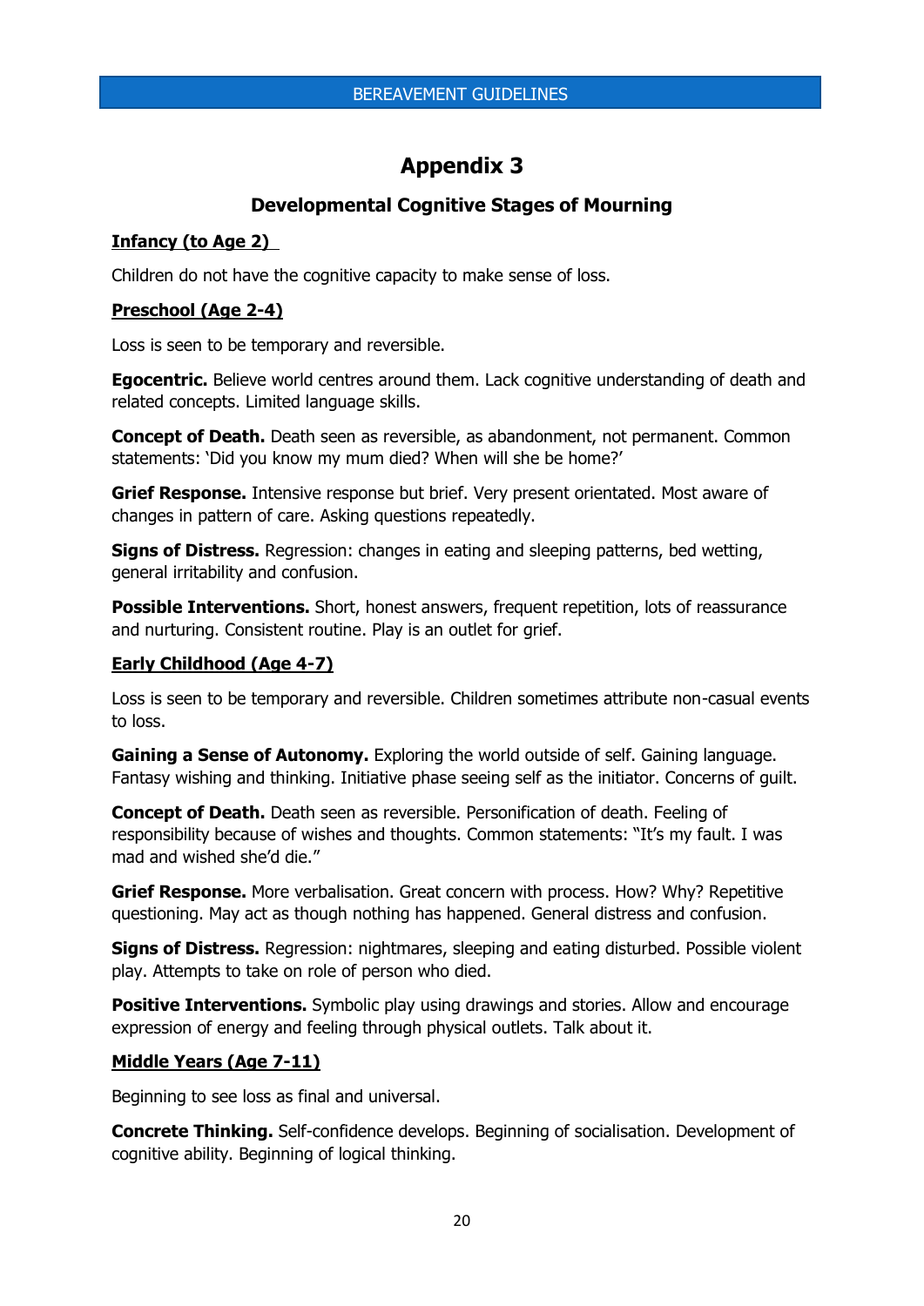# Appendix 3

## Developmental Cognitive Stages of Mourning

**Infancy (to Age 2)**

Children do not have the cognitive capacity to make sense of loss.

**Preschool (Age 2-4)**

Loss is seen to be temporary and reversible.

**Egocentric.** Believe world centres around them. Lack cognitive understanding of death and related concepts. Limited language skills.

**Concept of Death.** Death seen as reversible, as abandonment, not permanent. Common statements: 'Did you know my mum died? When will she be home?'

**Grief Response.** Intensive response but brief. Very present orientated. Most aware of changes in pattern of care. Asking questions repeatedly.

**Signs of Distress.** Regression: changes in eating and sleeping patterns, bed wetting, general irritability and confusion.

**Possible Interventions.** Short, honest answers, frequent repetition, lots of reassurance and nurturing. Consistent routine. Play is an outlet for grief.

**Early Childhood (Age 4-7)**

Loss is seen to be temporary and reversible. Children sometimes attribute non-casual events to loss.

**Gaining a Sense of Autonomy.** Exploring the world outside of self. Gaining language. Fantasy wishing and thinking. Initiative phase seeing self as the initiator. Concerns of guilt.

**Concept of Death.** Death seen as reversible. Personification of death. Feeling of responsibility because of wishes and thoughts. Common statements: "It's my fault. I was mad and wished she'd die."

**Grief Response.** More verbalisation. Great concern with process. How? Why? Repetitive questioning. May act as though nothing has happened. General distress and confusion.

**Signs of Distress.** Regression: nightmares, sleeping and eating disturbed. Possible violent play. Attempts to take on role of person who died.

**Positive Interventions.** Symbolic play using drawings and stories. Allow and encourage expression of energy and feeling through physical outlets. Talk about it.

**Middle Years (Age 7-11)**

Beginning to see loss as final and universal.

**Concrete Thinking.** Self-confidence develops. Beginning of socialisation. Development of cognitive ability. Beginning of logical thinking.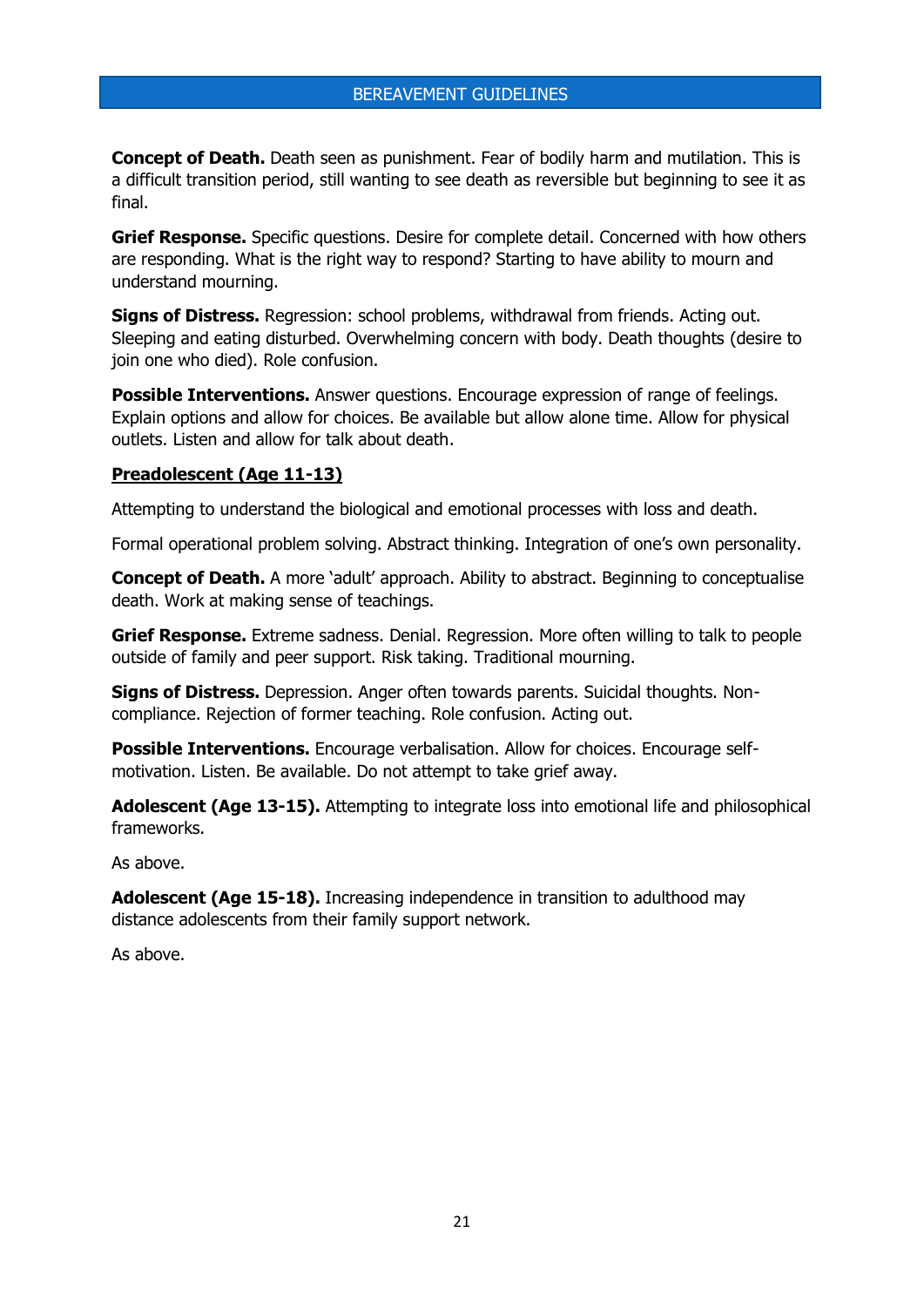**Concept of Death.** Death seen as punishment. Fear of bodily harm and mutilation. This is a difficult transition period, still wanting to see death as reversible but beginning to see it as final.

**Grief Response.** Specific questions. Desire for complete detail. Concerned with how others are responding. What is the right way to respond? Starting to have ability to mourn and understand mourning.

**Signs of Distress.** Regression: school problems, withdrawal from friends. Acting out. Sleeping and eating disturbed. Overwhelming concern with body. Death thoughts (desire to join one who died). Role confusion.

**Possible Interventions.** Answer questions. Encourage expression of range of feelings. Explain options and allow for choices. Be available but allow alone time. Allow for physical outlets. Listen and allow for talk about death.

**Preadolescent (Age 11-13)**

Attempting to understand the biological and emotional processes with loss and death.

Formal operational problem solving. Abstract thinking. Integration of one's own personality.

**Concept of Death.** A more 'adult' approach. Ability to abstract. Beginning to conceptualise death. Work at making sense of teachings.

**Grief Response.** Extreme sadness. Denial. Regression. More often willing to talk to people outside of family and peer support. Risk taking. Traditional mourning.

**Signs of Distress.** Depression. Anger often towards parents. Suicidal thoughts. Non-compliance. Rejection of former teaching. Role confusion. Acting out.

**Possible Interventions.** Encourage verbalisation. Allow for choices. Encourage self-motivation. Listen. Be available. Do not attempt to take grief away.

**Adolescent (Age 13-15).** Attempting to integrate loss into emotional life and philosophical frameworks.

As above.

**Adolescent (Age 15-18).** Increasing independence in transition to adulthood may distance adolescents from their family support network.

As above.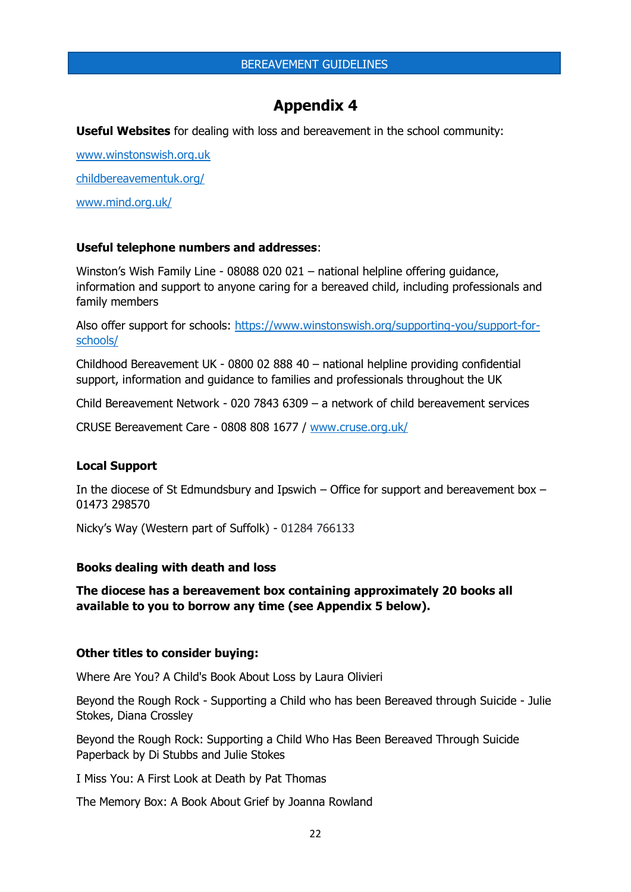# Appendix 4

**Useful Websites** for dealing with loss and bereavement in the school community:

[www.winstonswish.org.uk](www.winstonswish.org.uk)

[childbereavementuk.org/](childbereavementuk.org/)

[www.mind.org.uk/](www.mind.org.uk/)

**Useful telephone numbers and addresses**:

Winston's Wish Family Line - 08088 020 021 – national helpline offering guidance, information and support to anyone caring for a bereaved child, including professionals and family members

Also offer support for schools: [https://www.winstonswish.org/supporting-you/support-for-schools/](https://www.winstonswish.org/supporting-you/support-for-schools/)

Childhood Bereavement UK - 0800 02 888 40 – national helpline providing confidential support, information and guidance to families and professionals throughout the UK

Child Bereavement Network - 020 7843 6309 – a network of child bereavement services

CRUSE Bereavement Care - 0808 808 1677 / [www.cruse.org.uk/](www.cruse.org.uk/)

**Local Support**

In the diocese of St Edmundsbury and Ipswich – Office for support and bereavement box – 01473 298570

Nicky's Way (Western part of Suffolk) - 01284 766133

**Books dealing with death and loss**

**The diocese has a bereavement box containing approximately 20 books all available to you to borrow any time (see Appendix 5 below).**

**Other titles to consider buying:**

Where Are You? A Child's Book About Loss by Laura Olivieri

Beyond the Rough Rock - Supporting a Child who has been Bereaved through Suicide - Julie Stokes, Diana Crossley

Beyond the Rough Rock: Supporting a Child Who Has Been Bereaved Through Suicide Paperback by Di Stubbs and Julie Stokes

I Miss You: A First Look at Death by Pat Thomas

The Memory Box: A Book About Grief by Joanna Rowland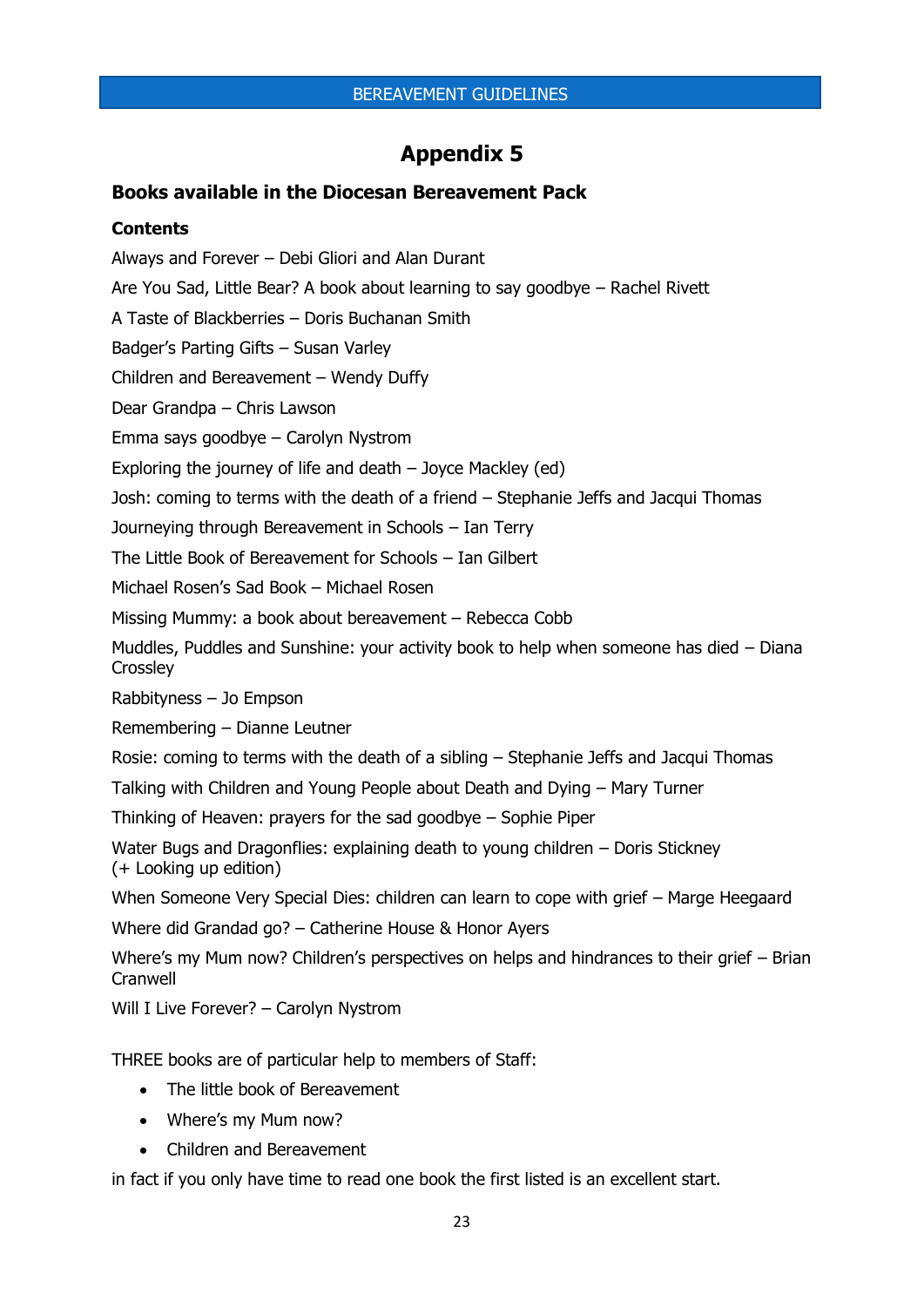# Appendix 5

## Books available in the Diocesan Bereavement Pack

### Contents

Always and Forever – Debi Gliori and Alan Durant

Are You Sad, Little Bear? A book about learning to say goodbye – Rachel Rivett

A Taste of Blackberries – Doris Buchanan Smith

Badger's Parting Gifts – Susan Varley

Children and Bereavement – Wendy Duffy

Dear Grandpa – Chris Lawson

Emma says goodbye – Carolyn Nystrom

Exploring the journey of life and death – Joyce Mackley (ed)

Josh: coming to terms with the death of a friend – Stephanie Jeffs and Jacqui Thomas

Journeying through Bereavement in Schools – Ian Terry

The Little Book of Bereavement for Schools – Ian Gilbert

Michael Rosen's Sad Book – Michael Rosen

Missing Mummy: a book about bereavement – Rebecca Cobb

Muddles, Puddles and Sunshine: your activity book to help when someone has died – Diana Crossley

Rabbityness – Jo Empson

Remembering – Dianne Leutner

Rosie: coming to terms with the death of a sibling – Stephanie Jeffs and Jacqui Thomas

Talking with Children and Young People about Death and Dying – Mary Turner

Thinking of Heaven: prayers for the sad goodbye – Sophie Piper

Water Bugs and Dragonflies: explaining death to young children – Doris Stickney (+ Looking up edition)

When Someone Very Special Dies: children can learn to cope with grief – Marge Heegaard

Where did Grandad go? – Catherine House & Honor Ayers

Where's my Mum now? Children's perspectives on helps and hindrances to their grief – Brian Cranwell

Will I Live Forever? – Carolyn Nystrom

THREE books are of particular help to members of Staff:

- The little book of Bereavement
- Where's my Mum now?
- Children and Bereavement

in fact if you only have time to read one book the first listed is an excellent start.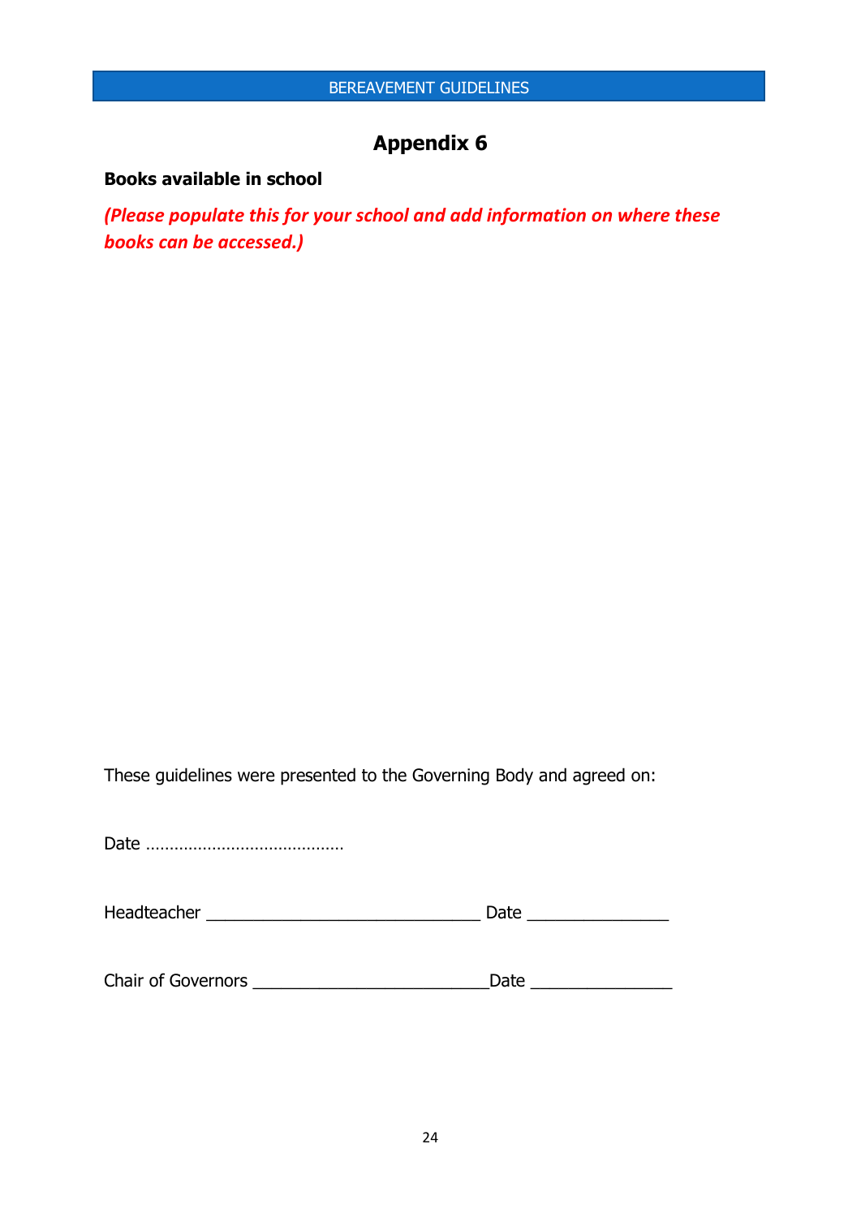# Appendix 6

**Books available in school**

***(Please populate this for your school and add information on where these books can be accessed.)***

These guidelines were presented to the Governing Body and agreed on:

Date ……………………………………

Headteacher _____________________________ Date _______________

Chair of Governors _________________________Date _______________